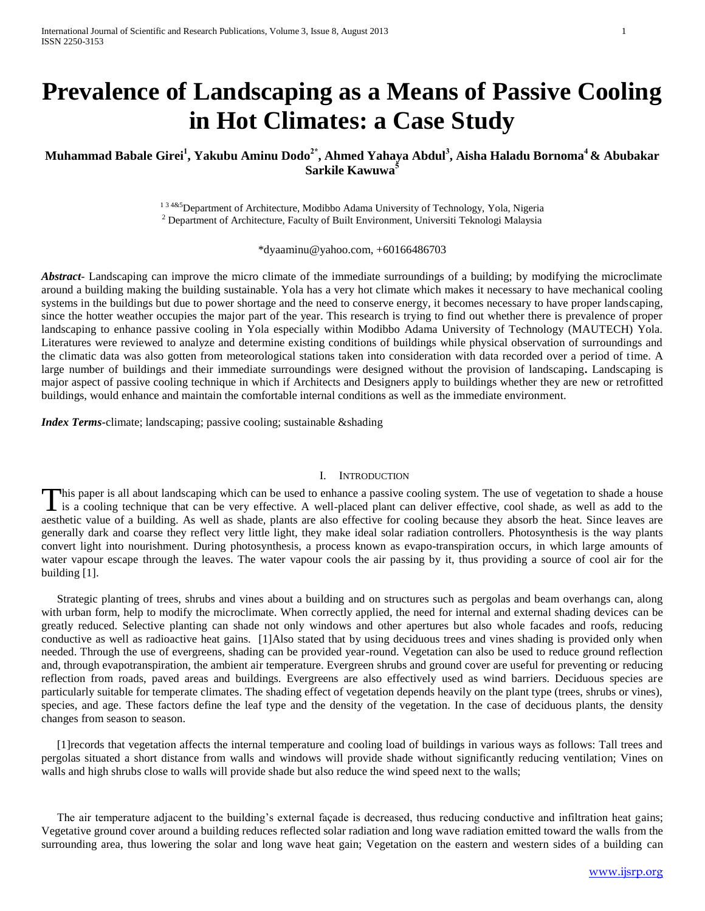# Prevalence of Landscaping as a Means of Passive Cooling in Hot Climates: a Case Study

**Muhammad Babale Girei[1], Yakubu Aminu Dodo[2*], Ahmed Yahaya Abdul[3], Aisha Haladu Bornoma[4] & Abubakar Sarkile Kawuwa[5]**

[1 3 4&5] Department of Architecture, Modibbo Adama University of Technology, Yola, Nigeria
[2] Department of Architecture, Faculty of Built Environment, Universiti Teknologi Malaysia

*dyaaminu@yahoo.com, +60166486703

***Abstract***- Landscaping can improve the micro climate of the immediate surroundings of a building; by modifying the microclimate around a building making the building sustainable. Yola has a very hot climate which makes it necessary to have mechanical cooling systems in the buildings but due to power shortage and the need to conserve energy, it becomes necessary to have proper landscaping, since the hotter weather occupies the major part of the year. This research is trying to find out whether there is prevalence of proper landscaping to enhance passive cooling in Yola especially within Modibbo Adama University of Technology (MAUTECH) Yola. Literatures were reviewed to analyze and determine existing conditions of buildings while physical observation of surroundings and the climatic data was also gotten from meteorological stations taken into consideration with data recorded over a period of time. A large number of buildings and their immediate surroundings were designed without the provision of landscaping. Landscaping is major aspect of passive cooling technique in which if Architects and Designers apply to buildings whether they are new or retrofitted buildings, would enhance and maintain the comfortable internal conditions as well as the immediate environment.

***Index Terms***-climate; landscaping; passive cooling; sustainable &shading

## I. Introduction

This paper is all about landscaping which can be used to enhance a passive cooling system. The use of vegetation to shade a house is a cooling technique that can be very effective. A well-placed plant can deliver effective, cool shade, as well as add to the aesthetic value of a building. As well as shade, plants are also effective for cooling because they absorb the heat. Since leaves are generally dark and coarse they reflect very little light, they make ideal solar radiation controllers. Photosynthesis is the way plants convert light into nourishment. During photosynthesis, a process known as evapo-transpiration occurs, in which large amounts of water vapour escape through the leaves. The water vapour cools the air passing by it, thus providing a source of cool air for the building [1].

Strategic planting of trees, shrubs and vines about a building and on structures such as pergolas and beam overhangs can, along with urban form, help to modify the microclimate. When correctly applied, the need for internal and external shading devices can be greatly reduced. Selective planting can shade not only windows and other apertures but also whole facades and roofs, reducing conductive as well as radioactive heat gains. [1]Also stated that by using deciduous trees and vines shading is provided only when needed. Through the use of evergreens, shading can be provided year-round. Vegetation can also be used to reduce ground reflection and, through evapotranspiration, the ambient air temperature. Evergreen shrubs and ground cover are useful for preventing or reducing reflection from roads, paved areas and buildings. Evergreens are also effectively used as wind barriers. Deciduous species are particularly suitable for temperate climates. The shading effect of vegetation depends heavily on the plant type (trees, shrubs or vines), species, and age. These factors define the leaf type and the density of the vegetation. In the case of deciduous plants, the density changes from season to season.

[1]records that vegetation affects the internal temperature and cooling load of buildings in various ways as follows: Tall trees and pergolas situated a short distance from walls and windows will provide shade without significantly reducing ventilation; Vines on walls and high shrubs close to walls will provide shade but also reduce the wind speed next to the walls;

The air temperature adjacent to the building's external façade is decreased, thus reducing conductive and infiltration heat gains; Vegetative ground cover around a building reduces reflected solar radiation and long wave radiation emitted toward the walls from the surrounding area, thus lowering the solar and long wave heat gain; Vegetation on the eastern and western sides of a building can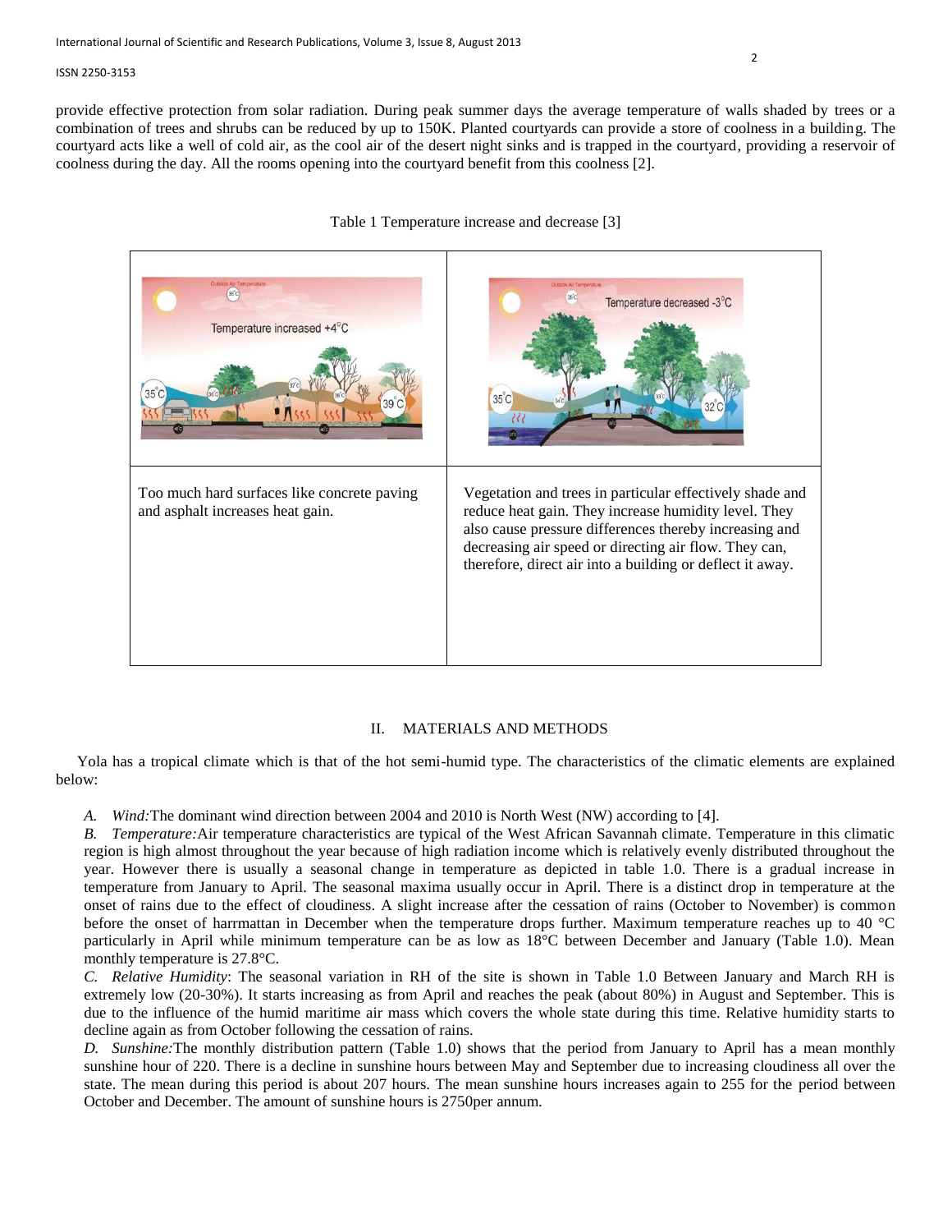provide effective protection from solar radiation. During peak summer days the average temperature of walls shaded by trees or a combination of trees and shrubs can be reduced by up to 150K. Planted courtyards can provide a store of coolness in a building. The courtyard acts like a well of cold air, as the cool air of the desert night sinks and is trapped in the courtyard, providing a reservoir of coolness during the day. All the rooms opening into the courtyard benefit from this coolness [2].

Table 1 Temperature increase and decrease [3]

| | |
|---|---|
| | |
| Too much hard surfaces like concrete paving and asphalt increases heat gain. | Vegetation and trees in particular effectively shade and reduce heat gain. They increase humidity level. They also cause pressure differences thereby increasing and decreasing air speed or directing air flow. They can, therefore, direct air into a building or deflect it away. |

## II. MATERIALS AND METHODS

Yola has a tropical climate which is that of the hot semi-humid type. The characteristics of the climatic elements are explained below:

*A. Wind:* The dominant wind direction between 2004 and 2010 is North West (NW) according to [4].

*B. Temperature:* Air temperature characteristics are typical of the West African Savannah climate. Temperature in this climatic region is high almost throughout the year because of high radiation income which is relatively evenly distributed throughout the year. However there is usually a seasonal change in temperature as depicted in table 1.0. There is a gradual increase in temperature from January to April. The seasonal maxima usually occur in April. There is a distinct drop in temperature at the onset of rains due to the effect of cloudiness. A slight increase after the cessation of rains (October to November) is common before the onset of harrmattan in December when the temperature drops further. Maximum temperature reaches up to 40 °C particularly in April while minimum temperature can be as low as 18°C between December and January (Table 1.0). Mean monthly temperature is 27.8°C.

*C. Relative Humidity*: The seasonal variation in RH of the site is shown in Table 1.0 Between January and March RH is extremely low (20-30%). It starts increasing as from April and reaches the peak (about 80%) in August and September. This is due to the influence of the humid maritime air mass which covers the whole state during this time. Relative humidity starts to decline again as from October following the cessation of rains.

*D. Sunshine:* The monthly distribution pattern (Table 1.0) shows that the period from January to April has a mean monthly sunshine hour of 220. There is a decline in sunshine hours between May and September due to increasing cloudiness all over the state. The mean during this period is about 207 hours. The mean sunshine hours increases again to 255 for the period between October and December. The amount of sunshine hours is 2750per annum.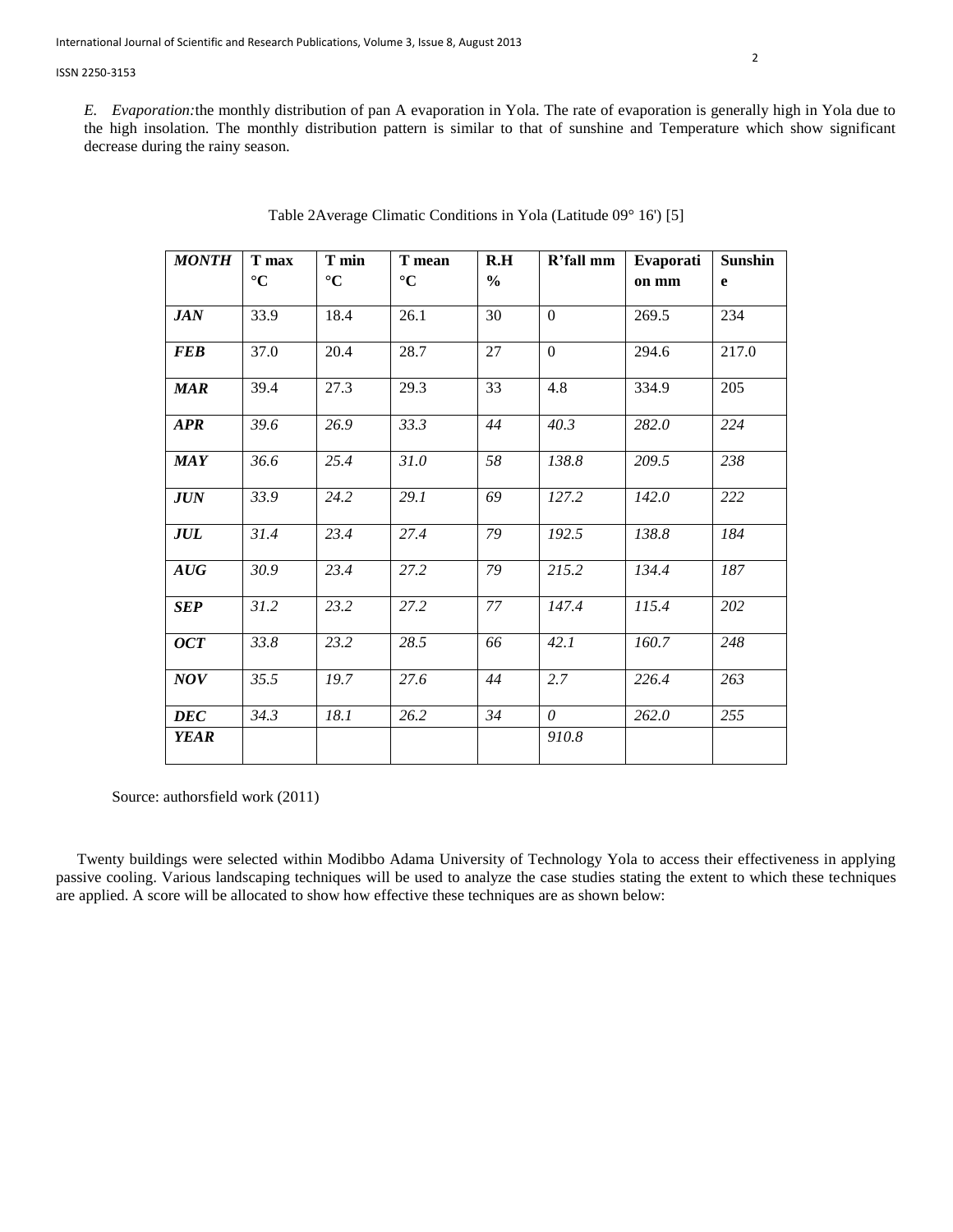*E. Evaporation:*the monthly distribution of pan A evaporation in Yola. The rate of evaporation is generally high in Yola due to the high insolation. The monthly distribution pattern is similar to that of sunshine and Temperature which show significant decrease during the rainy season.

Table 2Average Climatic Conditions in Yola (Latitude 09° 16') [5]

| *MONTH* | T max °C | T min °C | T mean °C | R.H % | R'fall mm | Evaporation mm | Sunshine |
|---|---|---|---|---|---|---|---|
| ***JAN*** | 33.9 | 18.4 | 26.1 | 30 | 0 | 269.5 | 234 |
| ***FEB*** | 37.0 | 20.4 | 28.7 | 27 | 0 | 294.6 | 217.0 |
| ***MAR*** | 39.4 | 27.3 | 29.3 | 33 | 4.8 | 334.9 | 205 |
| ***APR*** | *39.6* | *26.9* | *33.3* | *44* | *40.3* | *282.0* | *224* |
| ***MAY*** | *36.6* | *25.4* | *31.0* | *58* | *138.8* | *209.5* | *238* |
| ***JUN*** | *33.9* | *24.2* | *29.1* | *69* | *127.2* | *142.0* | *222* |
| ***JUL*** | *31.4* | *23.4* | *27.4* | *79* | *192.5* | *138.8* | *184* |
| ***AUG*** | *30.9* | *23.4* | *27.2* | *79* | *215.2* | *134.4* | *187* |
| ***SEP*** | *31.2* | *23.2* | *27.2* | *77* | *147.4* | *115.4* | *202* |
| ***OCT*** | *33.8* | *23.2* | *28.5* | *66* | *42.1* | *160.7* | *248* |
| ***NOV*** | *35.5* | *19.7* | *27.6* | *44* | *2.7* | *226.4* | *263* |
| ***DEC*** | *34.3* | *18.1* | *26.2* | *34* | *0* | *262.0* | *255* |
| ***YEAR*** | | | | | *910.8* | | |

Source: authorsfield work (2011)

Twenty buildings were selected within Modibbo Adama University of Technology Yola to access their effectiveness in applying passive cooling. Various landscaping techniques will be used to analyze the case studies stating the extent to which these techniques are applied. A score will be allocated to show how effective these techniques are as shown below: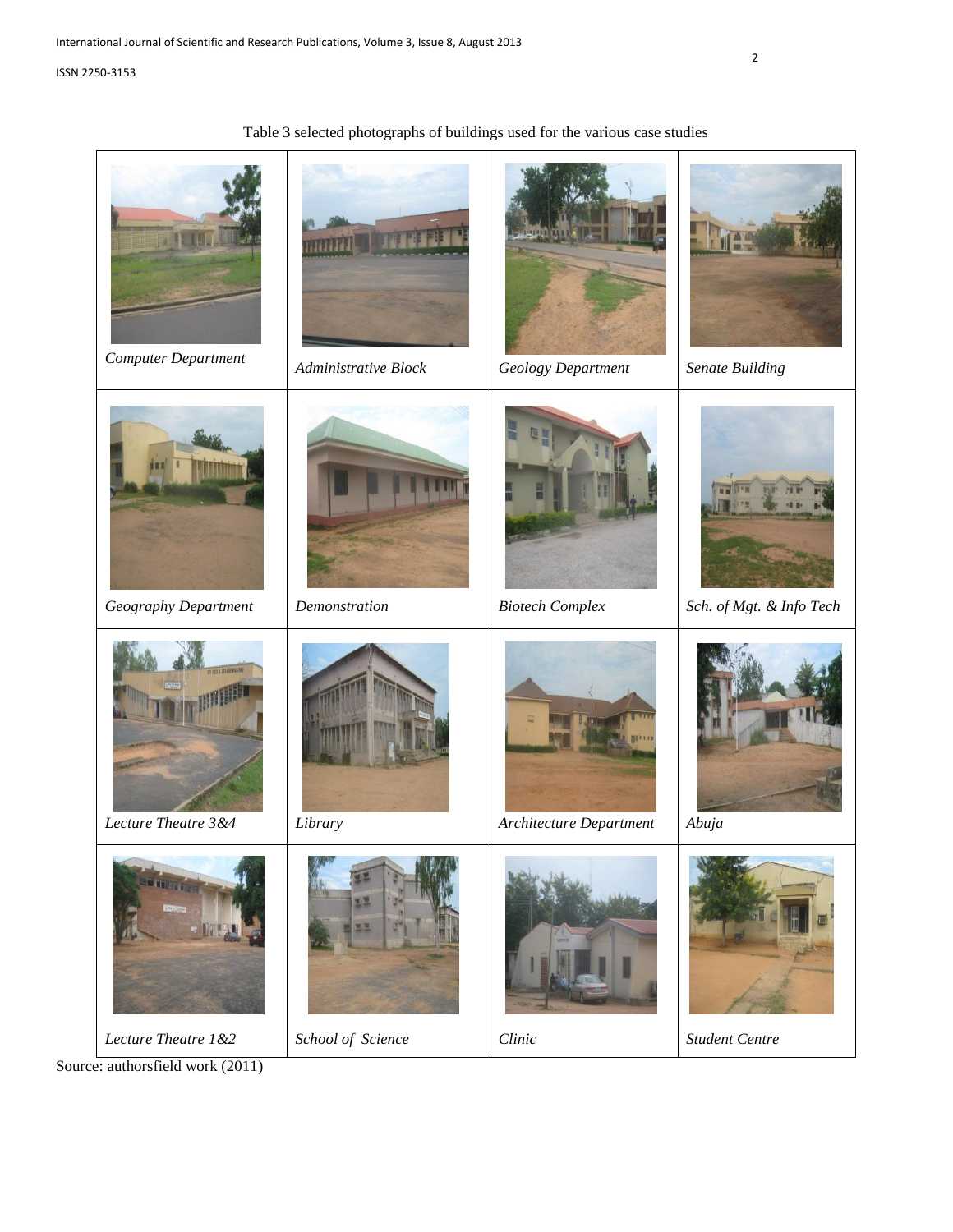Table 3 selected photographs of buildings used for the various case studies

| | | | |
|---|---|---|---|
| *Computer Department* | *Administrative Block* | *Geology Department* | *Senate Building* |
| *Geography Department* | *Demonstration* | *Biotech Complex* | *Sch. of Mgt. & Info Tech* |
| *Lecture Theatre 3&4* | *Library* | *Architecture Department* | *Abuja* |
| *Lecture Theatre 1&2* | *School of Science* | *Clinic* | *Student Centre* |

Source: authorsfield work (2011)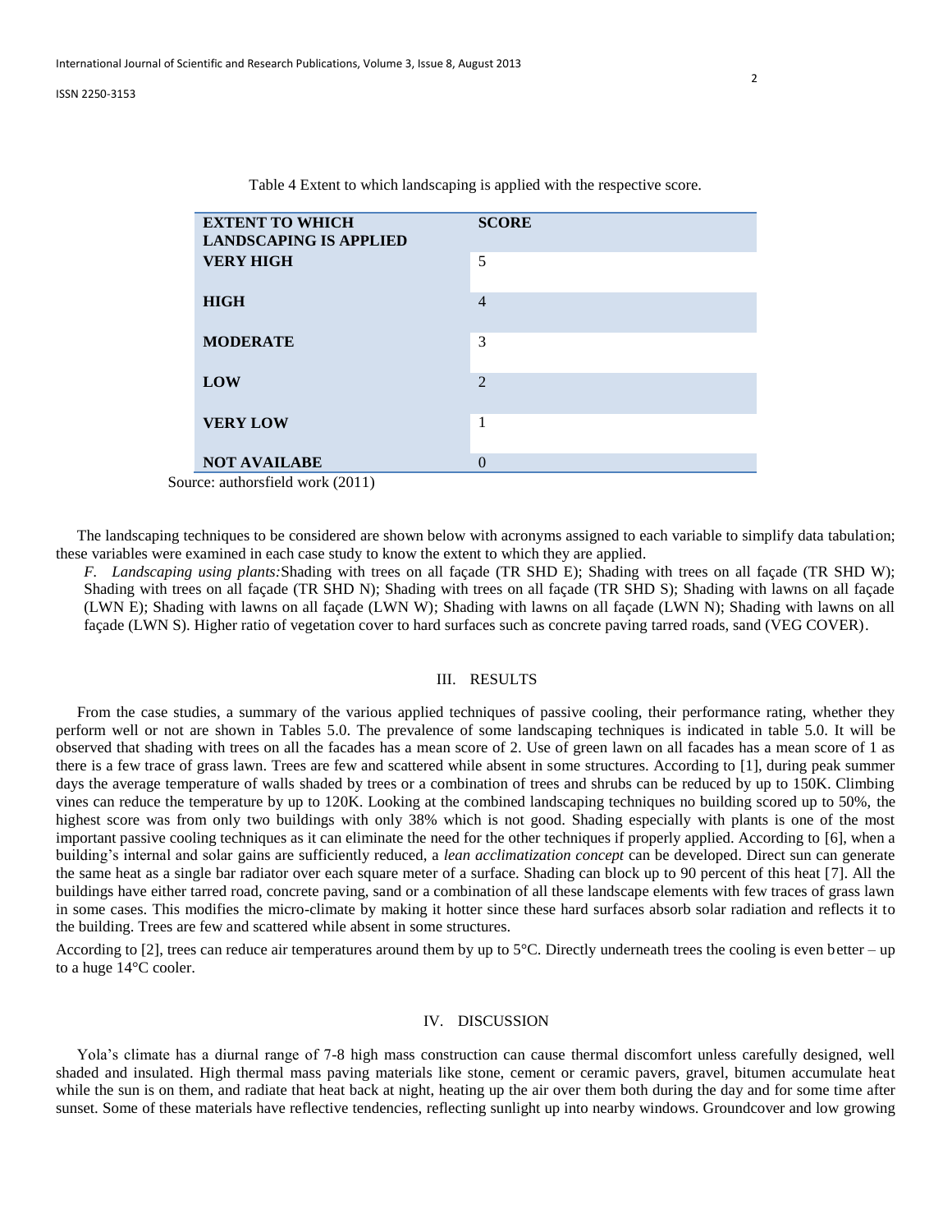Table 4 Extent to which landscaping is applied with the respective score.

| EXTENT TO WHICH LANDSCAPING IS APPLIED | SCORE |
|---|---|
| VERY HIGH | 5 |
| HIGH | 4 |
| MODERATE | 3 |
| LOW | 2 |
| VERY LOW | 1 |
| NOT AVAILABE | 0 |

Source: authorsfield work (2011)

The landscaping techniques to be considered are shown below with acronyms assigned to each variable to simplify data tabulation; these variables were examined in each case study to know the extent to which they are applied.

*F. Landscaping using plants:*Shading with trees on all façade (TR SHD E); Shading with trees on all façade (TR SHD W); Shading with trees on all façade (TR SHD N); Shading with trees on all façade (TR SHD S); Shading with lawns on all façade (LWN E); Shading with lawns on all façade (LWN W); Shading with lawns on all façade (LWN N); Shading with lawns on all façade (LWN S). Higher ratio of vegetation cover to hard surfaces such as concrete paving tarred roads, sand (VEG COVER).

## III. RESULTS

From the case studies, a summary of the various applied techniques of passive cooling, their performance rating, whether they perform well or not are shown in Tables 5.0. The prevalence of some landscaping techniques is indicated in table 5.0. It will be observed that shading with trees on all the facades has a mean score of 2. Use of green lawn on all facades has a mean score of 1 as there is a few trace of grass lawn. Trees are few and scattered while absent in some structures. According to [1], during peak summer days the average temperature of walls shaded by trees or a combination of trees and shrubs can be reduced by up to 150K. Climbing vines can reduce the temperature by up to 120K. Looking at the combined landscaping techniques no building scored up to 50%, the highest score was from only two buildings with only 38% which is not good. Shading especially with plants is one of the most important passive cooling techniques as it can eliminate the need for the other techniques if properly applied. According to [6], when a building's internal and solar gains are sufficiently reduced, a *lean acclimatization concept* can be developed. Direct sun can generate the same heat as a single bar radiator over each square meter of a surface. Shading can block up to 90 percent of this heat [7]. All the buildings have either tarred road, concrete paving, sand or a combination of all these landscape elements with few traces of grass lawn in some cases. This modifies the micro-climate by making it hotter since these hard surfaces absorb solar radiation and reflects it to the building. Trees are few and scattered while absent in some structures.

According to [2], trees can reduce air temperatures around them by up to 5°C. Directly underneath trees the cooling is even better – up to a huge 14°C cooler.

## IV. DISCUSSION

Yola's climate has a diurnal range of 7-8 high mass construction can cause thermal discomfort unless carefully designed, well shaded and insulated. High thermal mass paving materials like stone, cement or ceramic pavers, gravel, bitumen accumulate heat while the sun is on them, and radiate that heat back at night, heating up the air over them both during the day and for some time after sunset. Some of these materials have reflective tendencies, reflecting sunlight up into nearby windows. Groundcover and low growing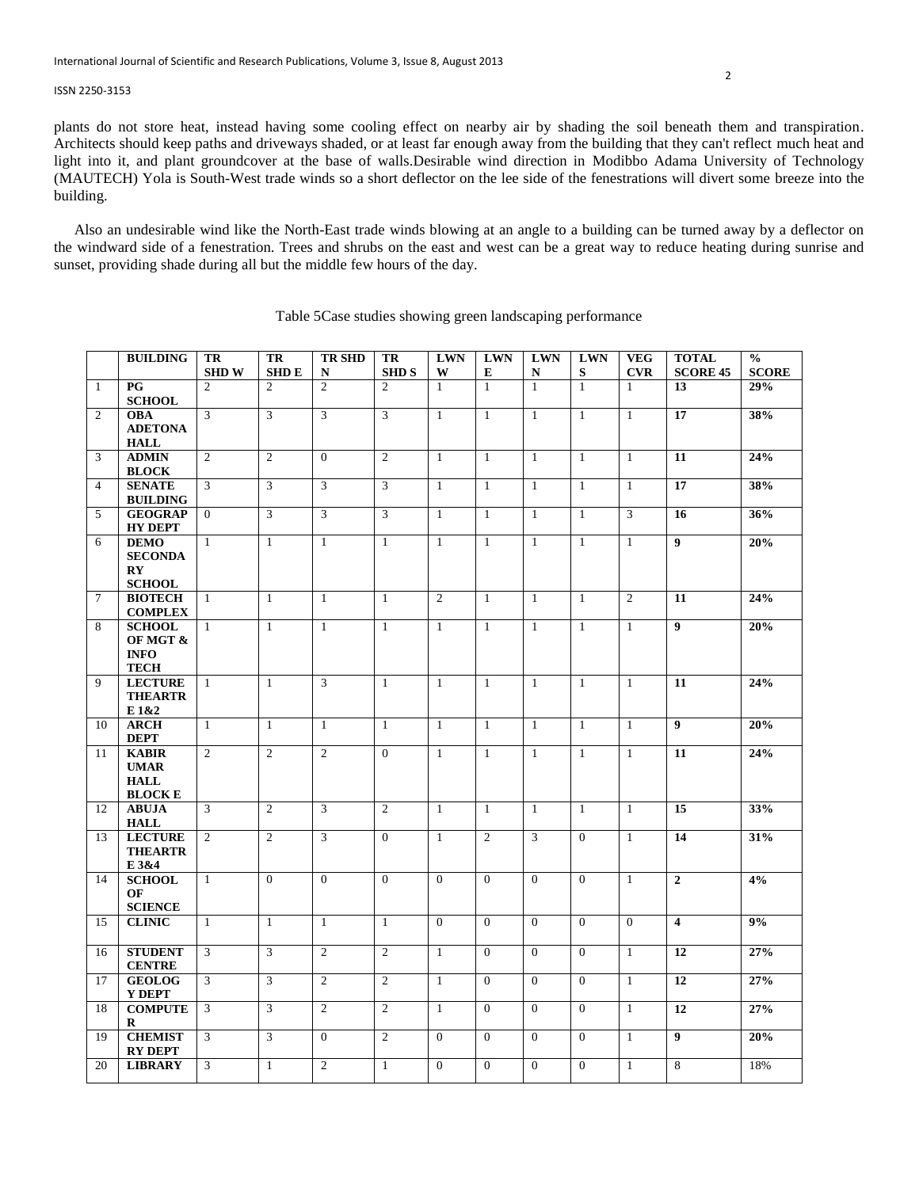plants do not store heat, instead having some cooling effect on nearby air by shading the soil beneath them and transpiration. Architects should keep paths and driveways shaded, or at least far enough away from the building that they can't reflect much heat and light into it, and plant groundcover at the base of walls.Desirable wind direction in Modibbo Adama University of Technology (MAUTECH) Yola is South-West trade winds so a short deflector on the lee side of the fenestrations will divert some breeze into the building.

Also an undesirable wind like the North-East trade winds blowing at an angle to a building can be turned away by a deflector on the windward side of a fenestration. Trees and shrubs on the east and west can be a great way to reduce heating during sunrise and sunset, providing shade during all but the middle few hours of the day.

Table 5Case studies showing green landscaping performance

| | BUILDING | TR SHD W | TR SHD E | TR SHD N | TR SHD S | LWN W | LWN E | LWN N | LWN S | VEG CVR | TOTAL SCORE 45 | % SCORE |
|---|---|---|---|---|---|---|---|---|---|---|---|---|
| 1 | **PG SCHOOL** | 2 | 2 | 2 | 2 | 1 | 1 | 1 | 1 | 1 | **13** | **29%** |
| 2 | **OBA ADETONA HALL** | 3 | 3 | 3 | 3 | 1 | 1 | 1 | 1 | 1 | **17** | **38%** |
| 3 | **ADMIN BLOCK** | 2 | 2 | 0 | 2 | 1 | 1 | 1 | 1 | 1 | **11** | **24%** |
| 4 | **SENATE BUILDING** | 3 | 3 | 3 | 3 | 1 | 1 | 1 | 1 | 1 | **17** | **38%** |
| 5 | **GEOGRAPHY DEPT** | 0 | 3 | 3 | 3 | 1 | 1 | 1 | 1 | 3 | **16** | **36%** |
| 6 | **DEMO SECONDARY SCHOOL** | 1 | 1 | 1 | 1 | 1 | 1 | 1 | 1 | 1 | **9** | **20%** |
| 7 | **BIOTECH COMPLEX** | 1 | 1 | 1 | 1 | 2 | 1 | 1 | 1 | 2 | **11** | **24%** |
| 8 | **SCHOOL OF MGT & INFO TECH** | 1 | 1 | 1 | 1 | 1 | 1 | 1 | 1 | 1 | **9** | **20%** |
| 9 | **LECTURE THEARTRE 1&2** | 1 | 1 | 3 | 1 | 1 | 1 | 1 | 1 | 1 | **11** | **24%** |
| 10 | **ARCH DEPT** | 1 | 1 | 1 | 1 | 1 | 1 | 1 | 1 | 1 | **9** | **20%** |
| 11 | **KABIR UMAR HALL BLOCK E** | 2 | 2 | 2 | 0 | 1 | 1 | 1 | 1 | 1 | **11** | **24%** |
| 12 | **ABUJA HALL** | 3 | 2 | 3 | 2 | 1 | 1 | 1 | 1 | 1 | **15** | **33%** |
| 13 | **LECTURE THEARTRE 3&4** | 2 | 2 | 3 | 0 | 1 | 2 | 3 | 0 | 1 | **14** | **31%** |
| 14 | **SCHOOL OF SCIENCE** | 1 | 0 | 0 | 0 | 0 | 0 | 0 | 0 | 1 | **2** | **4%** |
| 15 | **CLINIC** | 1 | 1 | 1 | 1 | 0 | 0 | 0 | 0 | 0 | **4** | **9%** |
| 16 | **STUDENT CENTRE** | 3 | 3 | 2 | 2 | 1 | 0 | 0 | 0 | 1 | **12** | **27%** |
| 17 | **GEOLOGY DEPT** | 3 | 3 | 2 | 2 | 1 | 0 | 0 | 0 | 1 | **12** | **27%** |
| 18 | **COMPUTER** | 3 | 3 | 2 | 2 | 1 | 0 | 0 | 0 | 1 | **12** | **27%** |
| 19 | **CHEMISTRY DEPT** | 3 | 3 | 0 | 2 | 0 | 0 | 0 | 0 | 1 | **9** | **20%** |
| 20 | **LIBRARY** | 3 | 1 | 2 | 1 | 0 | 0 | 0 | 0 | 1 | 8 | 18% |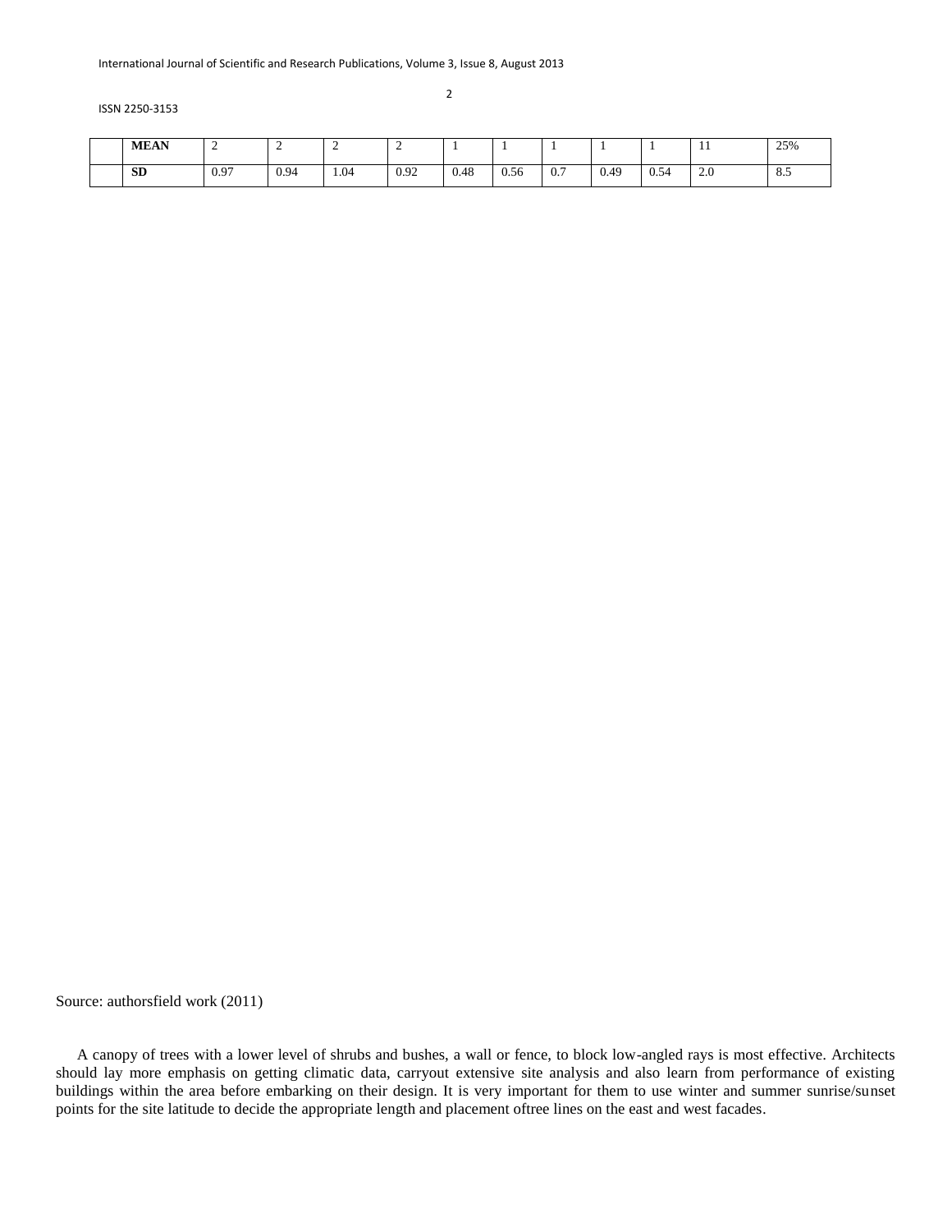| | MEAN | 2 | 2 | 2 | 2 | 1 | 1 | 1 | 1 | 1 | 11 | 25% |
|---|---|---|---|---|---|---|---|---|---|---|---|---|
| | SD | 0.97 | 0.94 | 1.04 | 0.92 | 0.48 | 0.56 | 0.7 | 0.49 | 0.54 | 2.0 | 8.5 |

Source: authorsfield work (2011)

A canopy of trees with a lower level of shrubs and bushes, a wall or fence, to block low-angled rays is most effective. Architects should lay more emphasis on getting climatic data, carryout extensive site analysis and also learn from performance of existing buildings within the area before embarking on their design. It is very important for them to use winter and summer sunrise/sunset points for the site latitude to decide the appropriate length and placement oftree lines on the east and west facades.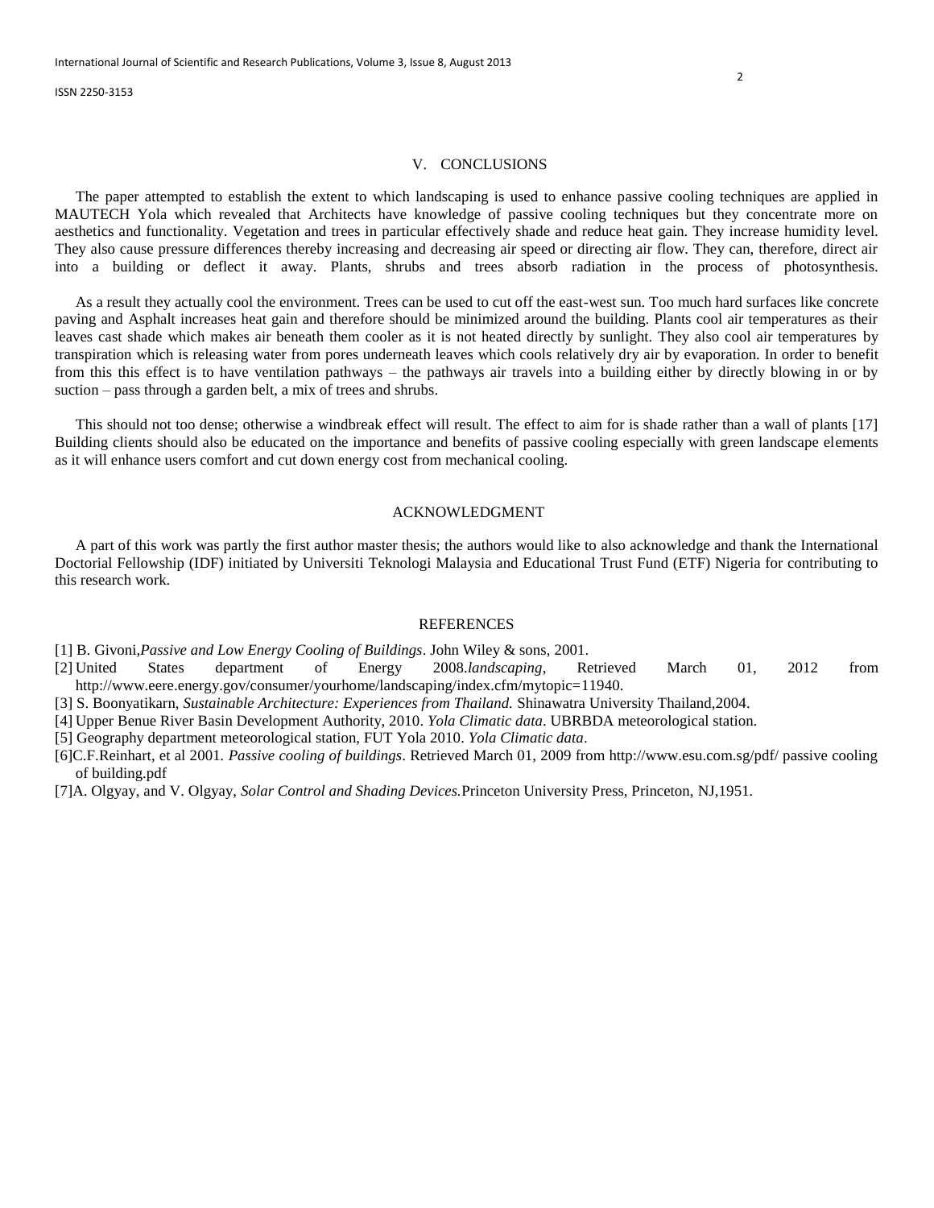## V. CONCLUSIONS

The paper attempted to establish the extent to which landscaping is used to enhance passive cooling techniques are applied in MAUTECH Yola which revealed that Architects have knowledge of passive cooling techniques but they concentrate more on aesthetics and functionality. Vegetation and trees in particular effectively shade and reduce heat gain. They increase humidity level. They also cause pressure differences thereby increasing and decreasing air speed or directing air flow. They can, therefore, direct air into a building or deflect it away. Plants, shrubs and trees absorb radiation in the process of photosynthesis.

As a result they actually cool the environment. Trees can be used to cut off the east-west sun. Too much hard surfaces like concrete paving and Asphalt increases heat gain and therefore should be minimized around the building. Plants cool air temperatures as their leaves cast shade which makes air beneath them cooler as it is not heated directly by sunlight. They also cool air temperatures by transpiration which is releasing water from pores underneath leaves which cools relatively dry air by evaporation. In order to benefit from this this effect is to have ventilation pathways – the pathways air travels into a building either by directly blowing in or by suction – pass through a garden belt, a mix of trees and shrubs.

This should not too dense; otherwise a windbreak effect will result. The effect to aim for is shade rather than a wall of plants [17] Building clients should also be educated on the importance and benefits of passive cooling especially with green landscape elements as it will enhance users comfort and cut down energy cost from mechanical cooling.

## ACKNOWLEDGMENT

A part of this work was partly the first author master thesis; the authors would like to also acknowledge and thank the International Doctorial Fellowship (IDF) initiated by Universiti Teknologi Malaysia and Educational Trust Fund (ETF) Nigeria for contributing to this research work.

## REFERENCES

[1] B. Givoni,*Passive and Low Energy Cooling of Buildings*. John Wiley & sons, 2001.

[2] United States department of Energy 2008.*landscaping*, Retrieved March 01, 2012 from http://www.eere.energy.gov/consumer/yourhome/landscaping/index.cfm/mytopic=11940.

[3] S. Boonyatikarn, *Sustainable Architecture: Experiences from Thailand.* Shinawatra University Thailand,2004.

[4] Upper Benue River Basin Development Authority, 2010. *Yola Climatic data*. UBRBDA meteorological station.

[5] Geography department meteorological station, FUT Yola 2010. *Yola Climatic data*.

[6]C.F.Reinhart, et al 2001. *Passive cooling of buildings*. Retrieved March 01, 2009 from http://www.esu.com.sg/pdf/ passive cooling of building.pdf

[7]A. Olgyay, and V. Olgyay, *Solar Control and Shading Devices.*Princeton University Press, Princeton, NJ,1951.